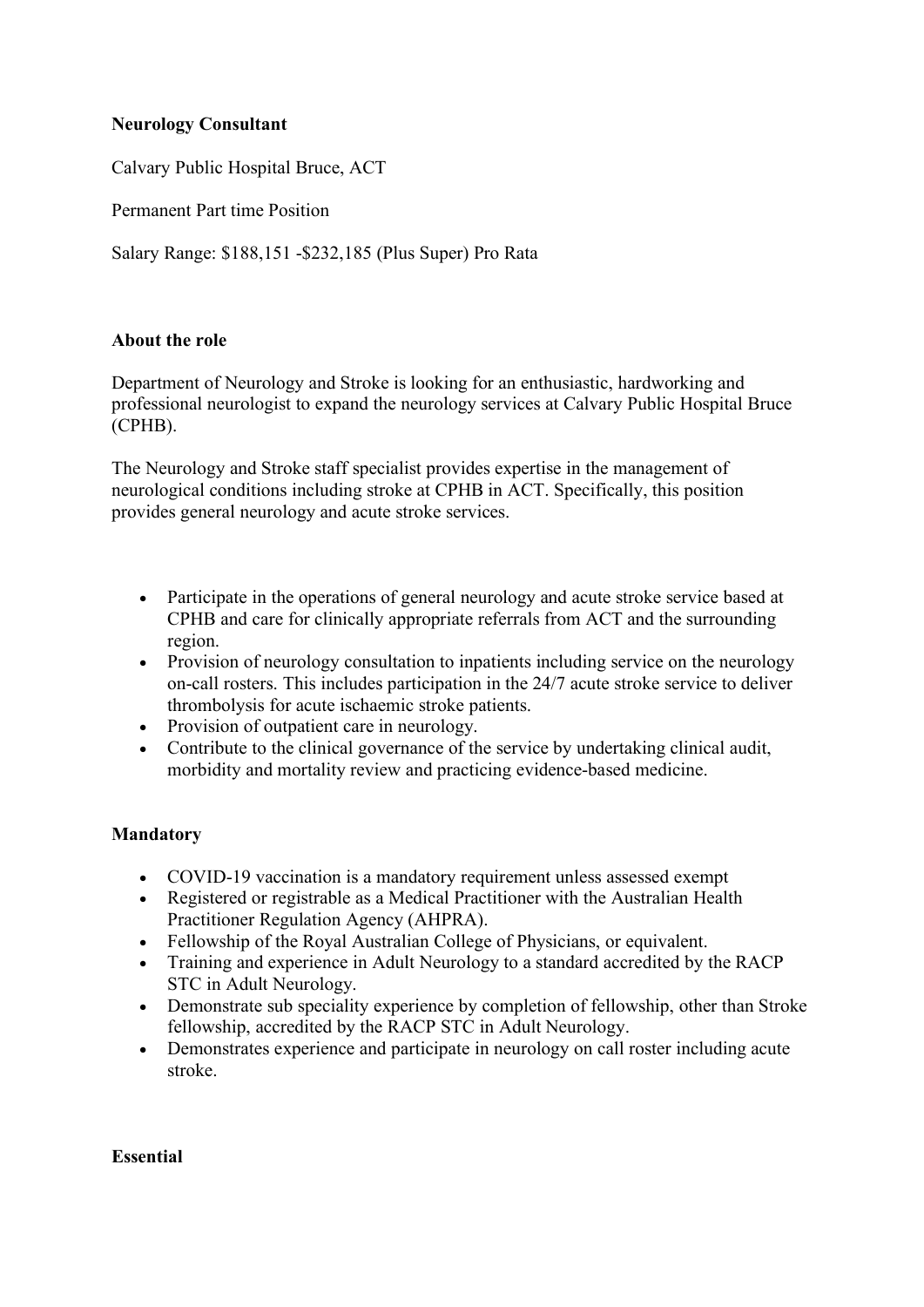**Neurology Consultant**

Calvary Public Hospital Bruce, ACT

Permanent Part time Position

Salary Range: $188,151 -$232,185 (Plus Super) Pro Rata

**About the role**

Department of Neurology and Stroke is looking for an enthusiastic, hardworking and professional neurologist to expand the neurology services at Calvary Public Hospital Bruce (CPHB).

The Neurology and Stroke staff specialist provides expertise in the management of neurological conditions including stroke at CPHB in ACT. Specifically, this position provides general neurology and acute stroke services.

- Participate in the operations of general neurology and acute stroke service based at CPHB and care for clinically appropriate referrals from ACT and the surrounding region.
- Provision of neurology consultation to inpatients including service on the neurology on-call rosters. This includes participation in the 24/7 acute stroke service to deliver thrombolysis for acute ischaemic stroke patients.
- Provision of outpatient care in neurology.
- Contribute to the clinical governance of the service by undertaking clinical audit, morbidity and mortality review and practicing evidence-based medicine.

**Mandatory**

- COVID-19 vaccination is a mandatory requirement unless assessed exempt
- Registered or registrable as a Medical Practitioner with the Australian Health Practitioner Regulation Agency (AHPRA).
- Fellowship of the Royal Australian College of Physicians, or equivalent.
- Training and experience in Adult Neurology to a standard accredited by the RACP STC in Adult Neurology.
- Demonstrate sub speciality experience by completion of fellowship, other than Stroke fellowship, accredited by the RACP STC in Adult Neurology.
- Demonstrates experience and participate in neurology on call roster including acute stroke.

**Essential**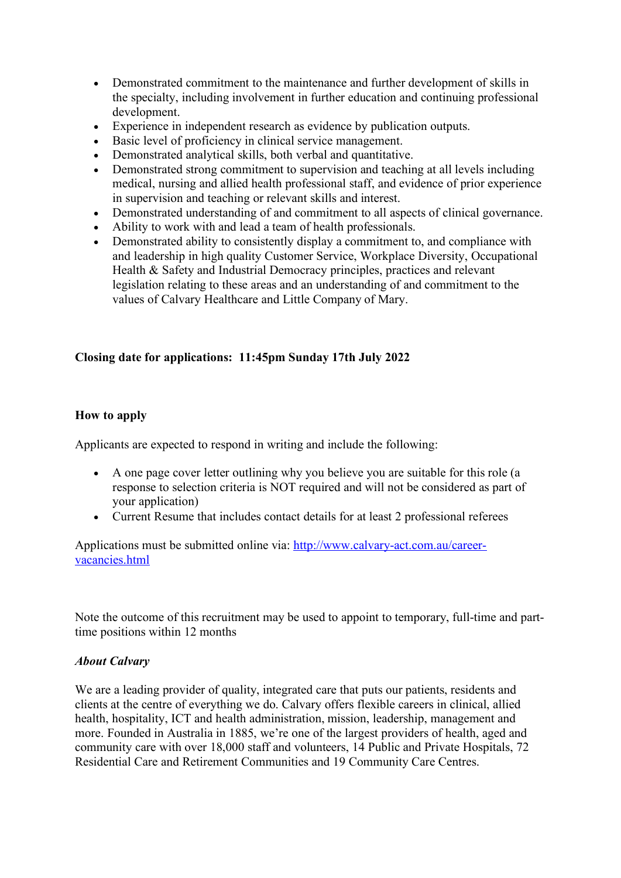- Demonstrated commitment to the maintenance and further development of skills in the specialty, including involvement in further education and continuing professional development.
- Experience in independent research as evidence by publication outputs.
- Basic level of proficiency in clinical service management.
- Demonstrated analytical skills, both verbal and quantitative.
- Demonstrated strong commitment to supervision and teaching at all levels including medical, nursing and allied health professional staff, and evidence of prior experience in supervision and teaching or relevant skills and interest.
- Demonstrated understanding of and commitment to all aspects of clinical governance.
- Ability to work with and lead a team of health professionals.
- Demonstrated ability to consistently display a commitment to, and compliance with and leadership in high quality Customer Service, Workplace Diversity, Occupational Health & Safety and Industrial Democracy principles, practices and relevant legislation relating to these areas and an understanding of and commitment to the values of Calvary Healthcare and Little Company of Mary.

**Closing date for applications: 11:45pm Sunday 17th July 2022**

**How to apply**

Applicants are expected to respond in writing and include the following:

- A one page cover letter outlining why you believe you are suitable for this role (a response to selection criteria is NOT required and will not be considered as part of your application)
- Current Resume that includes contact details for at least 2 professional referees

Applications must be submitted online via: [http://www.calvary-act.com.au/career-vacancies.html](http://www.calvary-act.com.au/career-vacancies.html)

Note the outcome of this recruitment may be used to appoint to temporary, full-time and part-time positions within 12 months

***About Calvary***

We are a leading provider of quality, integrated care that puts our patients, residents and clients at the centre of everything we do. Calvary offers flexible careers in clinical, allied health, hospitality, ICT and health administration, mission, leadership, management and more. Founded in Australia in 1885, we're one of the largest providers of health, aged and community care with over 18,000 staff and volunteers, 14 Public and Private Hospitals, 72 Residential Care and Retirement Communities and 19 Community Care Centres.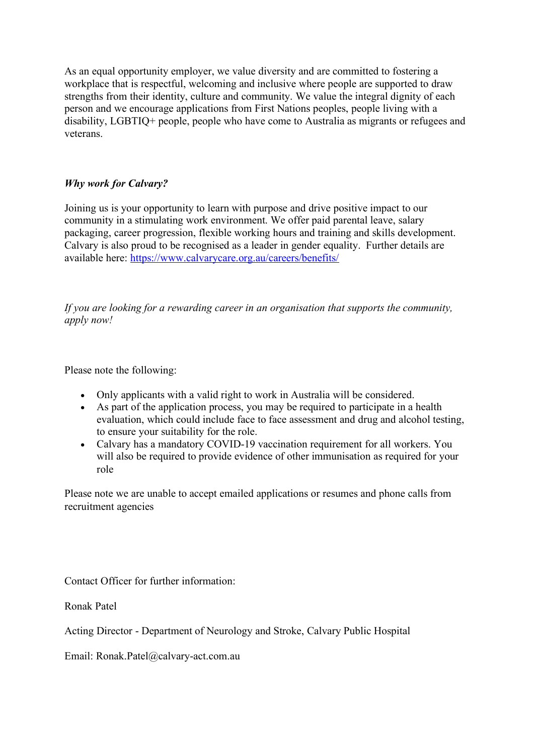As an equal opportunity employer, we value diversity and are committed to fostering a workplace that is respectful, welcoming and inclusive where people are supported to draw strengths from their identity, culture and community. We value the integral dignity of each person and we encourage applications from First Nations peoples, people living with a disability, LGBTIQ+ people, people who have come to Australia as migrants or refugees and veterans.

***Why work for Calvary?***

Joining us is your opportunity to learn with purpose and drive positive impact to our community in a stimulating work environment. We offer paid parental leave, salary packaging, career progression, flexible working hours and training and skills development. Calvary is also proud to be recognised as a leader in gender equality.  Further details are available here: [https://www.calvarycare.org.au/careers/benefits/](https://www.calvarycare.org.au/careers/benefits/)

*If you are looking for a rewarding career in an organisation that supports the community, apply now!*

Please note the following:

- Only applicants with a valid right to work in Australia will be considered.
- As part of the application process, you may be required to participate in a health evaluation, which could include face to face assessment and drug and alcohol testing, to ensure your suitability for the role.
- Calvary has a mandatory COVID-19 vaccination requirement for all workers. You will also be required to provide evidence of other immunisation as required for your role

Please note we are unable to accept emailed applications or resumes and phone calls from recruitment agencies

Contact Officer for further information:

Ronak Patel

Acting Director - Department of Neurology and Stroke, Calvary Public Hospital

Email: Ronak.Patel@calvary-act.com.au